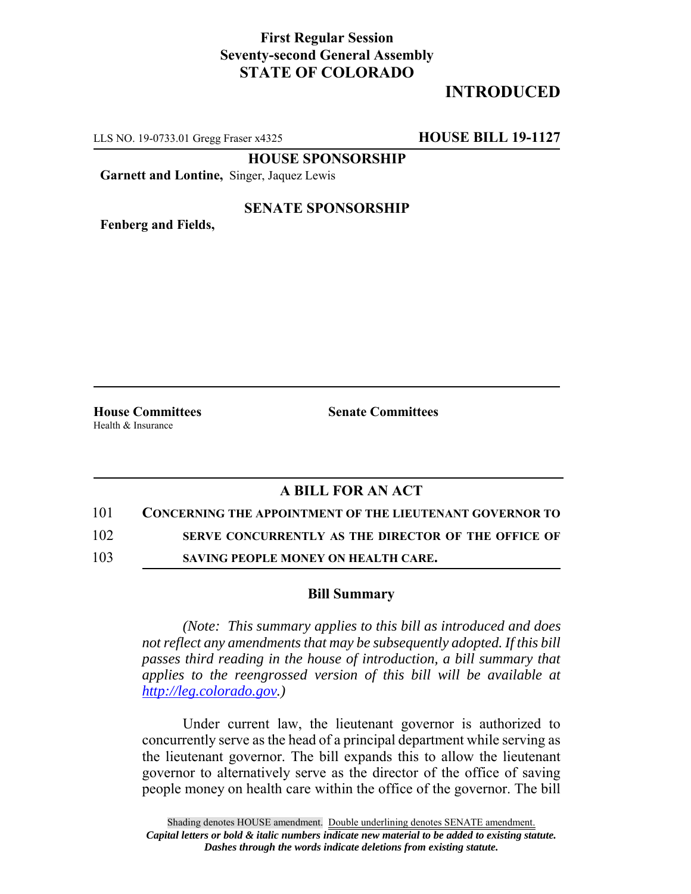**First Regular Session**
**Seventy-second General Assembly**
**STATE OF COLORADO**

**INTRODUCED**

LLS NO. 19-0733.01 Gregg Fraser x4325 **HOUSE BILL 19-1127**

**HOUSE SPONSORSHIP**

**Garnett and Lontine,** Singer, Jaquez Lewis

**SENATE SPONSORSHIP**

**Fenberg and Fields,**

**House Committees**
Health & Insurance

**Senate Committees**

## A BILL FOR AN ACT

101 **CONCERNING THE APPOINTMENT OF THE LIEUTENANT GOVERNOR TO**
102 **SERVE CONCURRENTLY AS THE DIRECTOR OF THE OFFICE OF**
103 **SAVING PEOPLE MONEY ON HEALTH CARE.**

### Bill Summary

*(Note: This summary applies to this bill as introduced and does not reflect any amendments that may be subsequently adopted. If this bill passes third reading in the house of introduction, a bill summary that applies to the reengrossed version of this bill will be available at [http://leg.colorado.gov](http://leg.colorado.gov).)*

Under current law, the lieutenant governor is authorized to concurrently serve as the head of a principal department while serving as the lieutenant governor. The bill expands this to allow the lieutenant governor to alternatively serve as the director of the office of saving people money on health care within the office of the governor. The bill

Shading denotes HOUSE amendment. Double underlining denotes SENATE amendment.
*Capital letters or bold & italic numbers indicate new material to be added to existing statute.*
*Dashes through the words indicate deletions from existing statute.*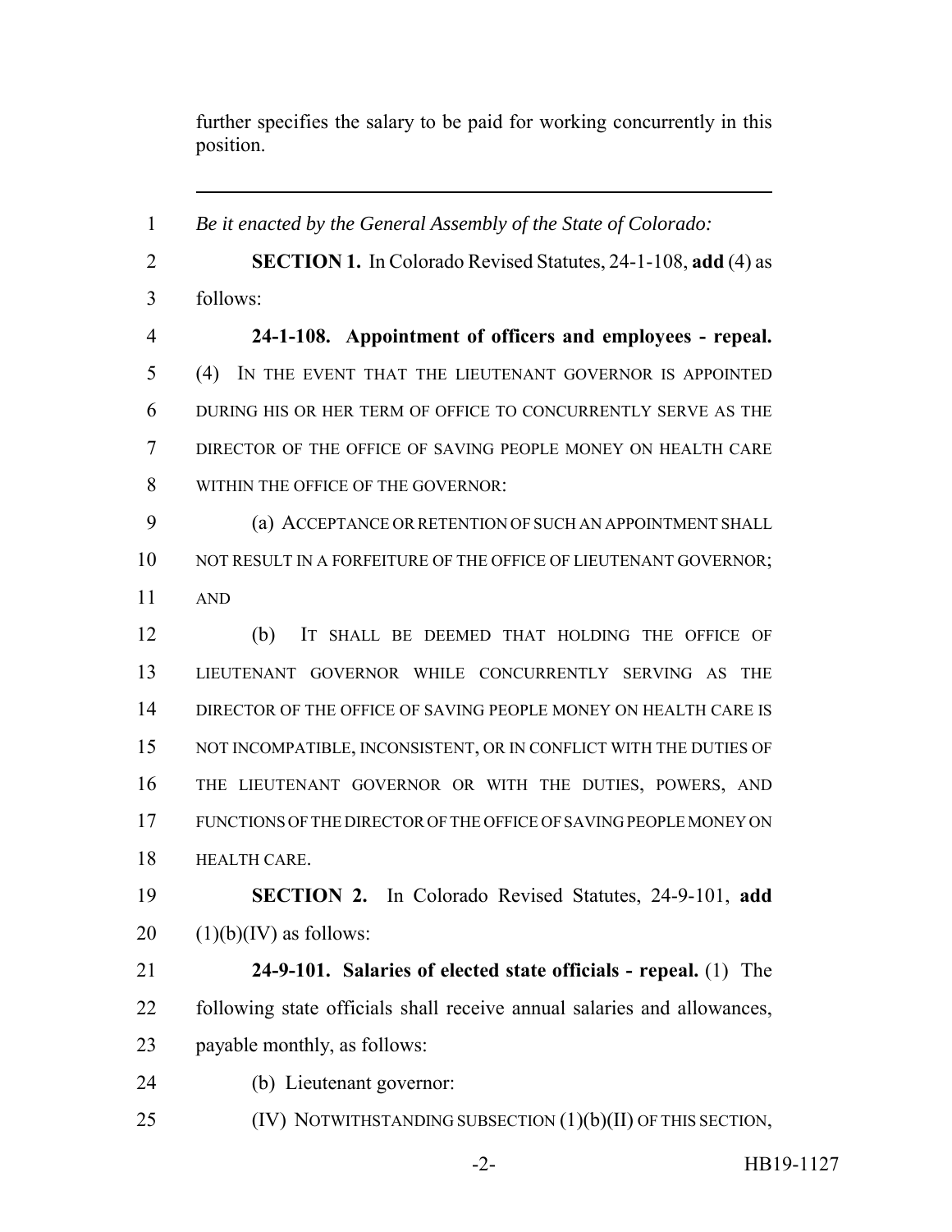further specifies the salary to be paid for working concurrently in this position.

---

*Be it enacted by the General Assembly of the State of Colorado:*

**SECTION 1.** In Colorado Revised Statutes, 24-1-108, **add** (4) as follows:

**24-1-108. Appointment of officers and employees - repeal.** (4) IN THE EVENT THAT THE LIEUTENANT GOVERNOR IS APPOINTED DURING HIS OR HER TERM OF OFFICE TO CONCURRENTLY SERVE AS THE DIRECTOR OF THE OFFICE OF SAVING PEOPLE MONEY ON HEALTH CARE WITHIN THE OFFICE OF THE GOVERNOR:

(a) ACCEPTANCE OR RETENTION OF SUCH AN APPOINTMENT SHALL NOT RESULT IN A FORFEITURE OF THE OFFICE OF LIEUTENANT GOVERNOR; AND

(b) IT SHALL BE DEEMED THAT HOLDING THE OFFICE OF LIEUTENANT GOVERNOR WHILE CONCURRENTLY SERVING AS THE DIRECTOR OF THE OFFICE OF SAVING PEOPLE MONEY ON HEALTH CARE IS NOT INCOMPATIBLE, INCONSISTENT, OR IN CONFLICT WITH THE DUTIES OF THE LIEUTENANT GOVERNOR OR WITH THE DUTIES, POWERS, AND FUNCTIONS OF THE DIRECTOR OF THE OFFICE OF SAVING PEOPLE MONEY ON HEALTH CARE.

**SECTION 2.** In Colorado Revised Statutes, 24-9-101, **add** (1)(b)(IV) as follows:

**24-9-101. Salaries of elected state officials - repeal.** (1) The following state officials shall receive annual salaries and allowances, payable monthly, as follows:

(b) Lieutenant governor:

(IV) NOTWITHSTANDING SUBSECTION (1)(b)(II) OF THIS SECTION,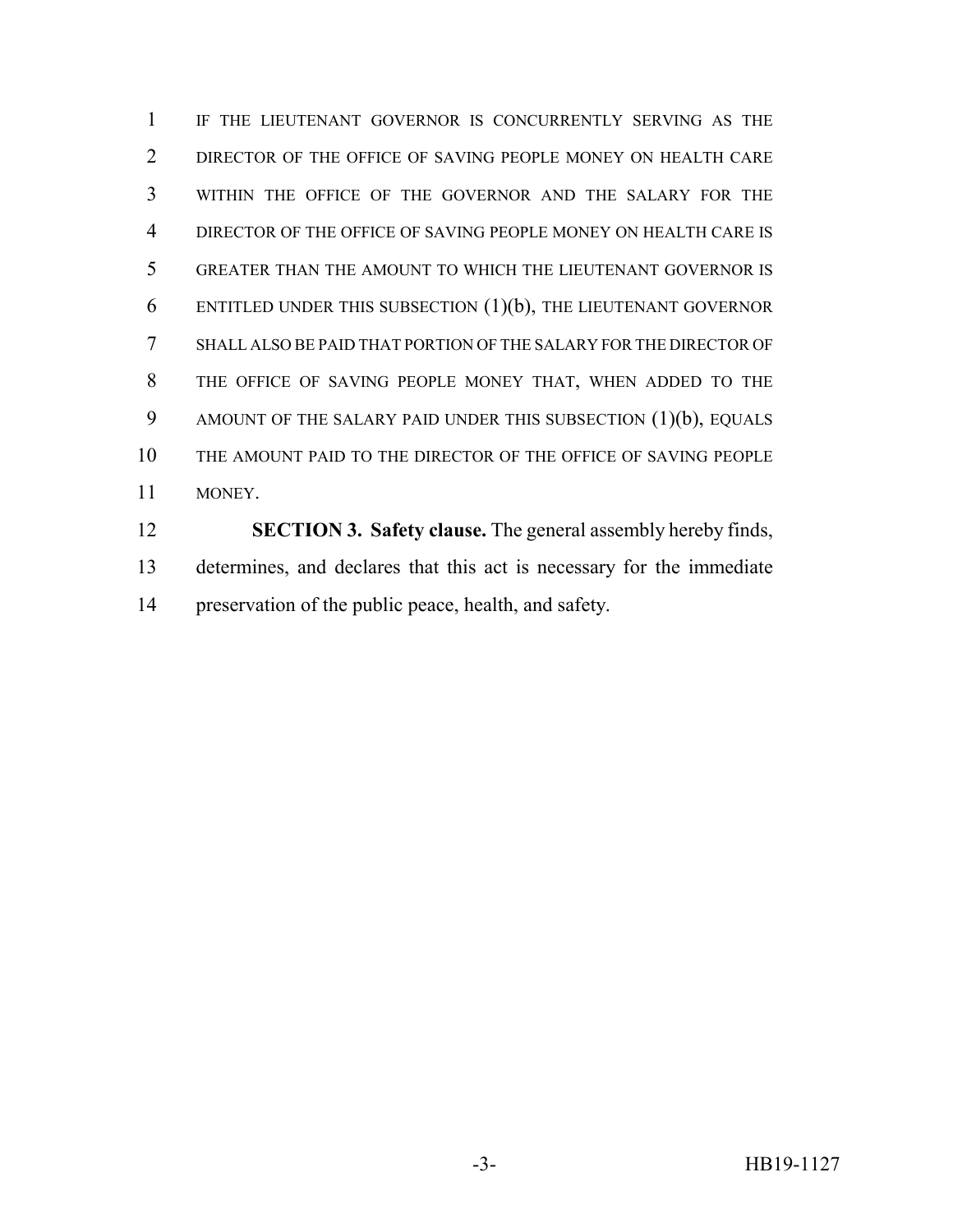IF THE LIEUTENANT GOVERNOR IS CONCURRENTLY SERVING AS THE DIRECTOR OF THE OFFICE OF SAVING PEOPLE MONEY ON HEALTH CARE WITHIN THE OFFICE OF THE GOVERNOR AND THE SALARY FOR THE DIRECTOR OF THE OFFICE OF SAVING PEOPLE MONEY ON HEALTH CARE IS GREATER THAN THE AMOUNT TO WHICH THE LIEUTENANT GOVERNOR IS ENTITLED UNDER THIS SUBSECTION (1)(b), THE LIEUTENANT GOVERNOR SHALL ALSO BE PAID THAT PORTION OF THE SALARY FOR THE DIRECTOR OF THE OFFICE OF SAVING PEOPLE MONEY THAT, WHEN ADDED TO THE AMOUNT OF THE SALARY PAID UNDER THIS SUBSECTION (1)(b), EQUALS THE AMOUNT PAID TO THE DIRECTOR OF THE OFFICE OF SAVING PEOPLE MONEY.

**SECTION 3. Safety clause.** The general assembly hereby finds, determines, and declares that this act is necessary for the immediate preservation of the public peace, health, and safety.